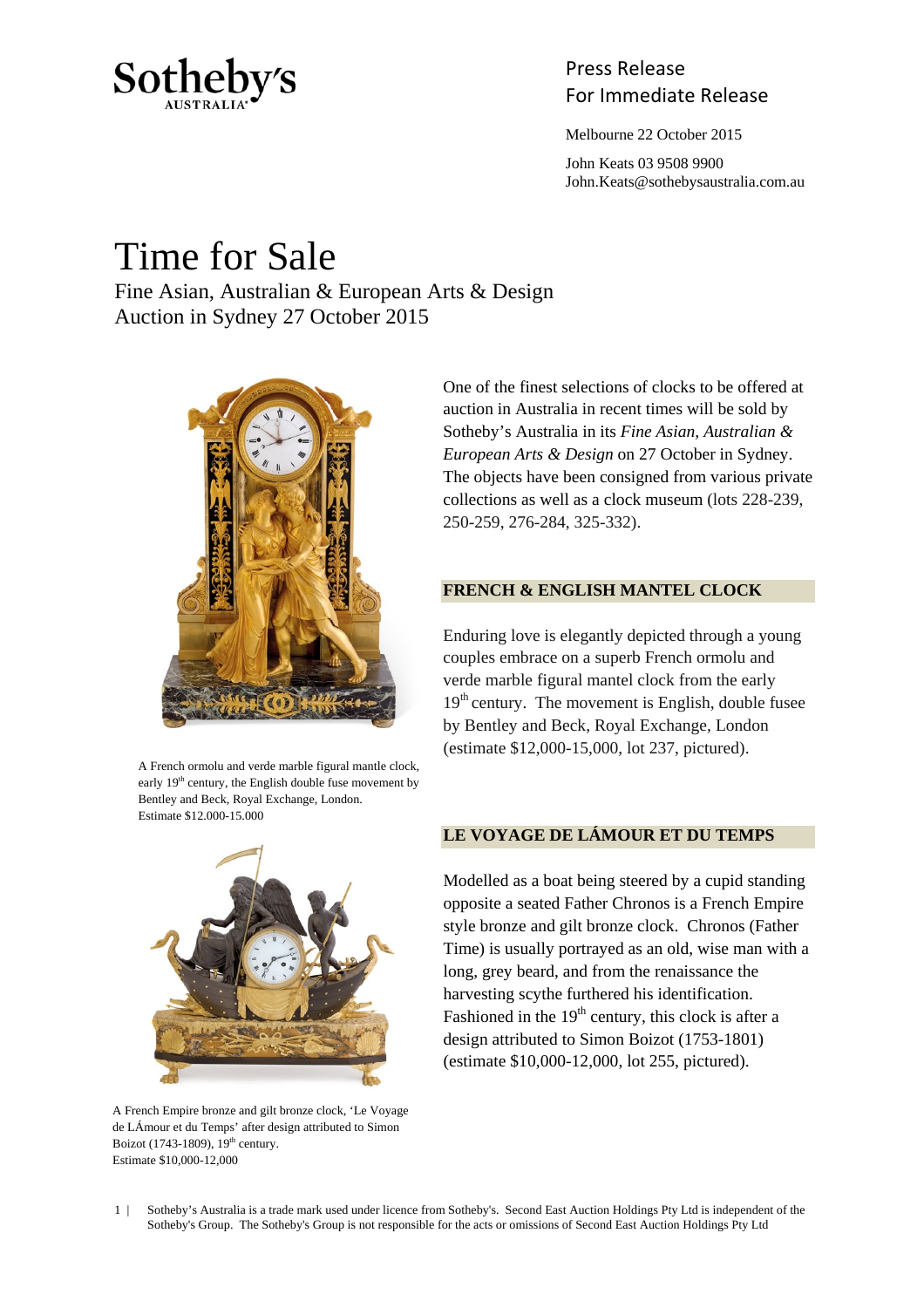Sotheby's AUSTRALIA

Press Release
For Immediate Release

Melbourne 22 October 2015

John Keats 03 9508 9900
John.Keats@sothebysaustralia.com.au

# Time for Sale

Fine Asian, Australian & European Arts & Design
Auction in Sydney 27 October 2015

One of the finest selections of clocks to be offered at auction in Australia in recent times will be sold by Sotheby's Australia in its *Fine Asian, Australian & European Arts & Design* on 27 October in Sydney. The objects have been consigned from various private collections as well as a clock museum (lots 228-239, 250-259, 276-284, 325-332).

## FRENCH & ENGLISH MANTEL CLOCK

Enduring love is elegantly depicted through a young couples embrace on a superb French ormolu and verde marble figural mantel clock from the early 19th century. The movement is English, double fusee by Bentley and Beck, Royal Exchange, London (estimate $12,000-15,000, lot 237, pictured).

A French ormolu and verde marble figural mantle clock, early 19th century, the English double fuse movement by Bentley and Beck, Royal Exchange, London.
Estimate $12.000-15.000

## LE VOYAGE DE LÁMOUR ET DU TEMPS

Modelled as a boat being steered by a cupid standing opposite a seated Father Chronos is a French Empire style bronze and gilt bronze clock. Chronos (Father Time) is usually portrayed as an old, wise man with a long, grey beard, and from the renaissance the harvesting scythe furthered his identification. Fashioned in the 19th century, this clock is after a design attributed to Simon Boizot (1753-1801) (estimate $10,000-12,000, lot 255, pictured).

A French Empire bronze and gilt bronze clock, 'Le Voyage de LÁmour et du Temps' after design attributed to Simon Boizot (1743-1809), 19th century.
Estimate $10,000-12,000

Sotheby's Australia is a trade mark used under licence from Sotheby's. Second East Auction Holdings Pty Ltd is independent of the Sotheby's Group. The Sotheby's Group is not responsible for the acts or omissions of Second East Auction Holdings Pty Ltd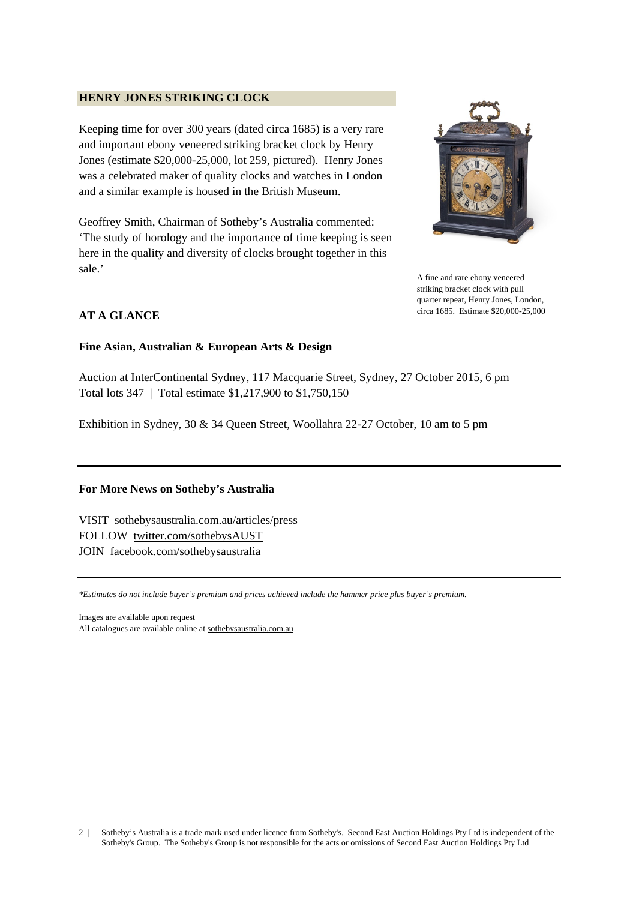## HENRY JONES STRIKING CLOCK

Keeping time for over 300 years (dated circa 1685) is a very rare and important ebony veneered striking bracket clock by Henry Jones (estimate $20,000-25,000, lot 259, pictured). Henry Jones was a celebrated maker of quality clocks and watches in London and a similar example is housed in the British Museum.

Geoffrey Smith, Chairman of Sotheby's Australia commented: 'The study of horology and the importance of time keeping is seen here in the quality and diversity of clocks brought together in this sale.'

A fine and rare ebony veneered striking bracket clock with pull quarter repeat, Henry Jones, London, circa 1685. Estimate $20,000-25,000

## AT A GLANCE

**Fine Asian, Australian & European Arts & Design**

Auction at InterContinental Sydney, 117 Macquarie Street, Sydney, 27 October 2015, 6 pm
Total lots 347 | Total estimate $1,217,900 to $1,750,150

Exhibition in Sydney, 30 & 34 Queen Street, Woollahra 22-27 October, 10 am to 5 pm

---

**For More News on Sotheby's Australia**

VISIT sothebysaustralia.com.au/articles/press
FOLLOW twitter.com/sothebysAUST
JOIN facebook.com/sothebysaustralia

---

*\*Estimates do not include buyer's premium and prices achieved include the hammer price plus buyer's premium.*

Images are available upon request
All catalogues are available online at sothebysaustralia.com.au

Sotheby's Australia is a trade mark used under licence from Sotheby's. Second East Auction Holdings Pty Ltd is independent of the Sotheby's Group. The Sotheby's Group is not responsible for the acts or omissions of Second East Auction Holdings Pty Ltd